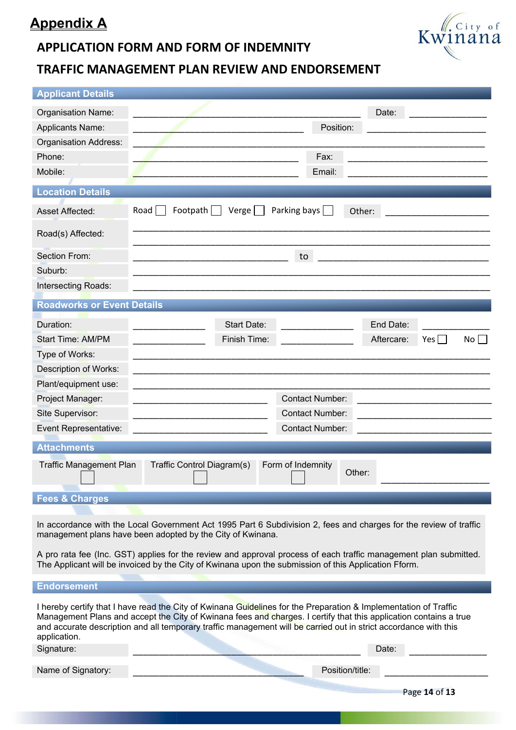# Appendix A

## APPLICATION FORM AND FORM OF INDEMNITY

## TRAFFIC MANAGEMENT PLAN REVIEW AND ENDORSEMENT

### Applicant Details

| | | | |
|---|---|---|---|
| Organisation Name: | ______________________________ | Date: | ____________ |
| Applicants Name: | ______________________________ | Position: | ____________ |
| Organisation Address: | ______________________________ | | |
| Phone: | ______________________________ | Fax: | ____________ |
| Mobile: | ______________________________ | Email: | ____________ |

### Location Details

| | |
|---|---|
| Asset Affected: | Road ☐ Footpath ☐ Verge ☐ Parking bays ☐ Other: ____________ |
| Road(s) Affected: | ______________________________ <br> ______________________________ |
| Section From: | ______________ to ______________ |
| Suburb: | ______________________________ |
| Intersecting Roads: | ______________________________ |

### Roadworks or Event Details

| | | | | | |
|---|---|---|---|---|---|
| Duration: | ________ | Start Date: | ________ | End Date: | ________ |
| Start Time: AM/PM | ________ | Finish Time: | ________ | Aftercare: | Yes ☐ No ☐ |
| Type of Works: | ______________________________ | | | | |
| Description of Works: | ______________________________ | | | | |
| Plant/equipment use: | ______________________________ | | | | |
| Project Manager: | ____________ | Contact Number: | ____________ | | |
| Site Supervisor: | ____________ | Contact Number: | ____________ | | |
| Event Representative: | ____________ | Contact Number: | ____________ | | |

### Attachments

| Traffic Management Plan | Traffic Control Diagram(s) | Form of Indemnity | Other: |
|---|---|---|---|
| ☐ | ☐ | ☐ | ____________ |

### Fees & Charges

In accordance with the Local Government Act 1995 Part 6 Subdivision 2, fees and charges for the review of traffic management plans have been adopted by the City of Kwinana.

A pro rata fee (Inc. GST) applies for the review and approval process of each traffic management plan submitted. The Applicant will be invoiced by the City of Kwinana upon the submission of this Application Fform.

### Endorsement

I hereby certify that I have read the City of Kwinana Guidelines for the Preparation & Implementation of Traffic Management Plans and accept the City of Kwinana fees and charges. I certify that this application contains a true and accurate description and all temporary traffic management will be carried out in strict accordance with this application.

| | | | |
|---|---|---|---|
| Signature: | ______________________________ | Date: | ____________ |
| Name of Signatory: | ______________________________ | Position/title: | ____________ |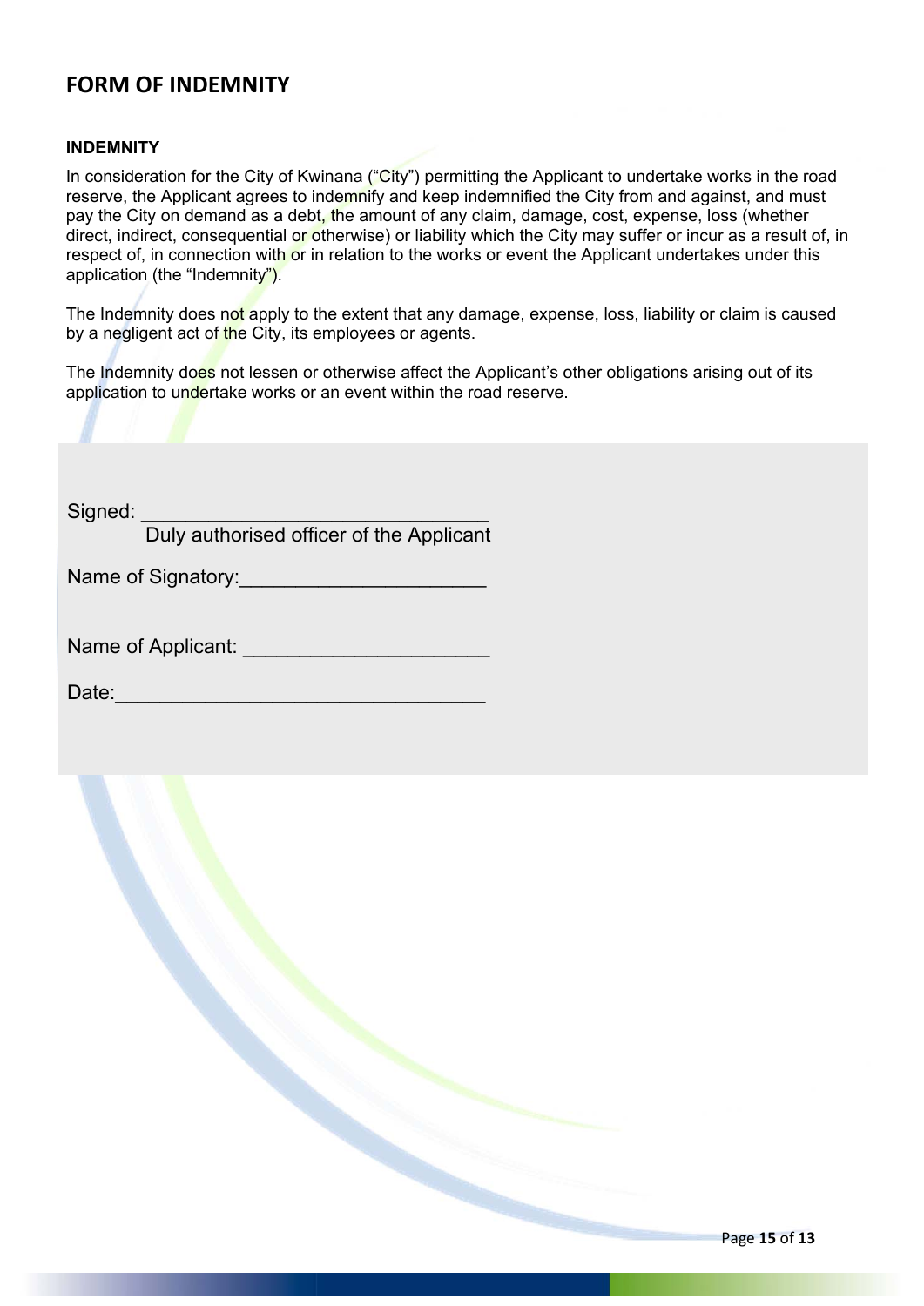## FORM OF INDEMNITY

### INDEMNITY

In consideration for the City of Kwinana ("City") permitting the Applicant to undertake works in the road reserve, the Applicant agrees to indemnify and keep indemnified the City from and against, and must pay the City on demand as a debt, the amount of any claim, damage, cost, expense, loss (whether direct, indirect, consequential or otherwise) or liability which the City may suffer or incur as a result of, in respect of, in connection with or in relation to the works or event the Applicant undertakes under this application (the "Indemnity").

The Indemnity does not apply to the extent that any damage, expense, loss, liability or claim is caused by a negligent act of the City, its employees or agents.

The Indemnity does not lessen or otherwise affect the Applicant's other obligations arising out of its application to undertake works or an event within the road reserve.

Signed: ______________________________
Duly authorised officer of the Applicant

Name of Signatory:_____________________

Name of Applicant: _____________________

Date:________________________________